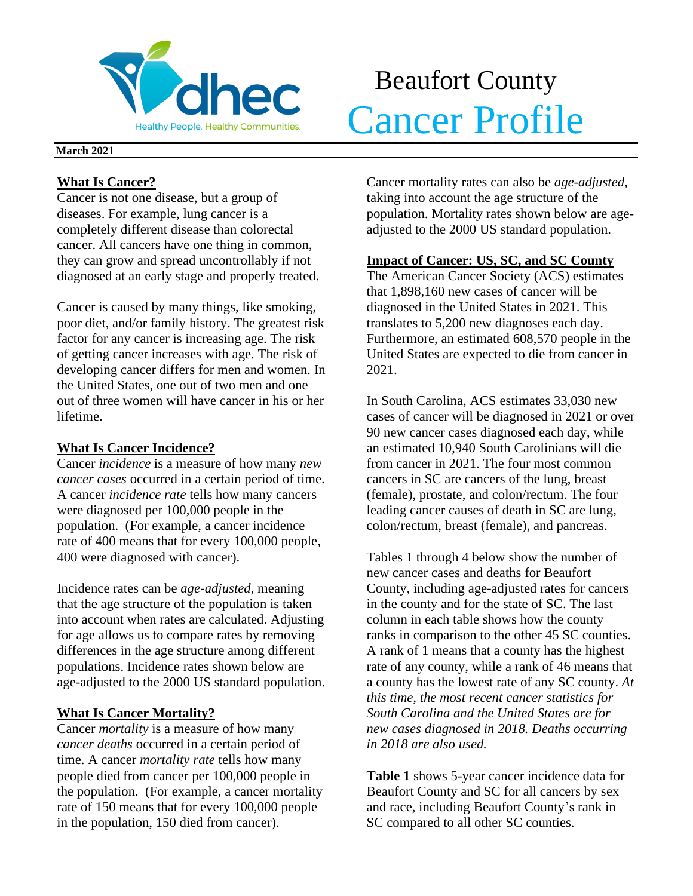# Beaufort County Cancer Profile

**March 2021**

## What Is Cancer?

Cancer is not one disease, but a group of diseases. For example, lung cancer is a completely different disease than colorectal cancer. All cancers have one thing in common, they can grow and spread uncontrollably if not diagnosed at an early stage and properly treated.

Cancer is caused by many things, like smoking, poor diet, and/or family history. The greatest risk factor for any cancer is increasing age. The risk of getting cancer increases with age. The risk of developing cancer differs for men and women. In the United States, one out of two men and one out of three women will have cancer in his or her lifetime.

## What Is Cancer Incidence?

Cancer *incidence* is a measure of how many *new cancer cases* occurred in a certain period of time. A cancer *incidence rate* tells how many cancers were diagnosed per 100,000 people in the population. (For example, a cancer incidence rate of 400 means that for every 100,000 people, 400 were diagnosed with cancer).

Incidence rates can be *age-adjusted*, meaning that the age structure of the population is taken into account when rates are calculated. Adjusting for age allows us to compare rates by removing differences in the age structure among different populations. Incidence rates shown below are age-adjusted to the 2000 US standard population.

## What Is Cancer Mortality?

Cancer *mortality* is a measure of how many *cancer deaths* occurred in a certain period of time. A cancer *mortality rate* tells how many people died from cancer per 100,000 people in the population. (For example, a cancer mortality rate of 150 means that for every 100,000 people in the population, 150 died from cancer).

Cancer mortality rates can also be *age-adjusted*, taking into account the age structure of the population. Mortality rates shown below are age-adjusted to the 2000 US standard population.

## Impact of Cancer: US, SC, and SC County

The American Cancer Society (ACS) estimates that 1,898,160 new cases of cancer will be diagnosed in the United States in 2021. This translates to 5,200 new diagnoses each day. Furthermore, an estimated 608,570 people in the United States are expected to die from cancer in 2021.

In South Carolina, ACS estimates 33,030 new cases of cancer will be diagnosed in 2021 or over 90 new cancer cases diagnosed each day, while an estimated 10,940 South Carolinians will die from cancer in 2021. The four most common cancers in SC are cancers of the lung, breast (female), prostate, and colon/rectum. The four leading cancer causes of death in SC are lung, colon/rectum, breast (female), and pancreas.

Tables 1 through 4 below show the number of new cancer cases and deaths for Beaufort County, including age-adjusted rates for cancers in the county and for the state of SC. The last column in each table shows how the county ranks in comparison to the other 45 SC counties. A rank of 1 means that a county has the highest rate of any county, while a rank of 46 means that a county has the lowest rate of any SC county. *At this time, the most recent cancer statistics for South Carolina and the United States are for new cases diagnosed in 2018. Deaths occurring in 2018 are also used.*

**Table 1** shows 5-year cancer incidence data for Beaufort County and SC for all cancers by sex and race, including Beaufort County's rank in SC compared to all other SC counties.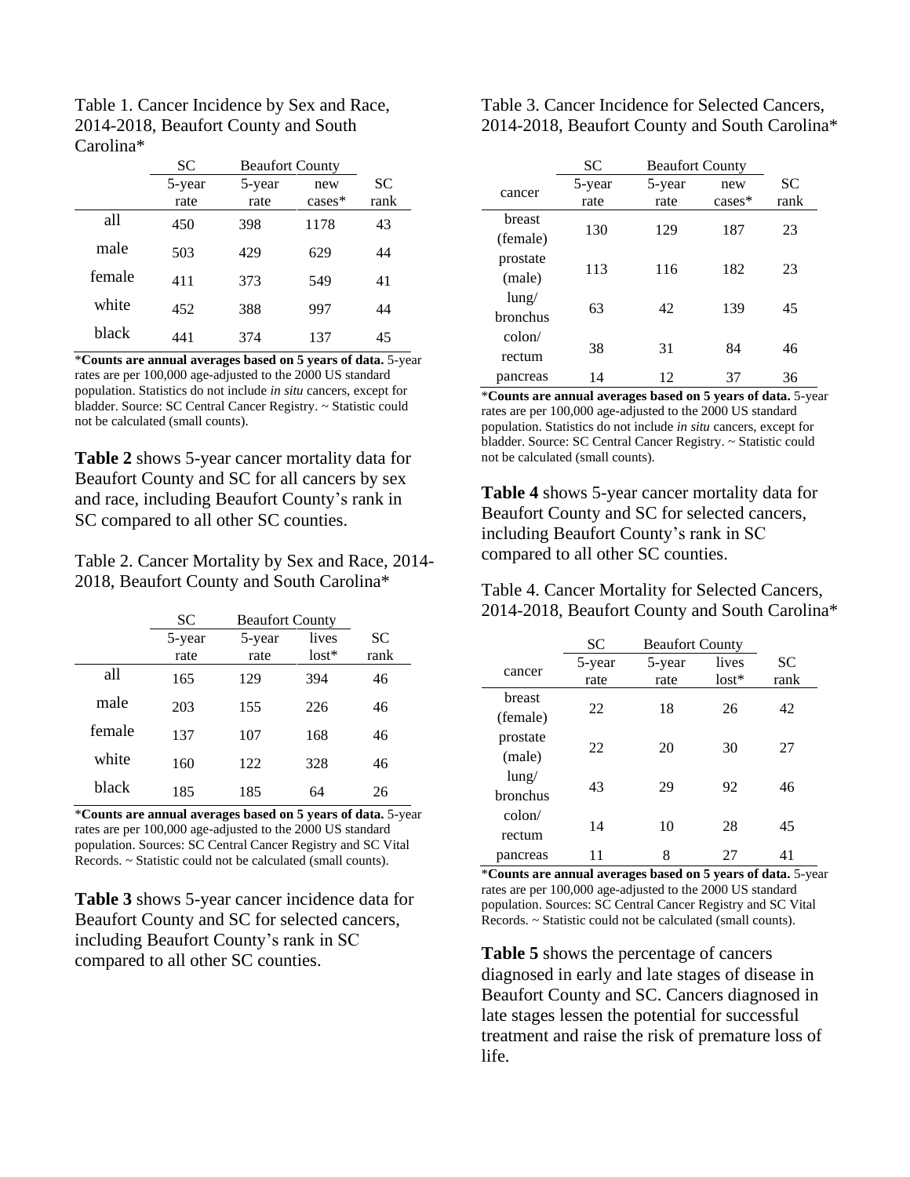Table 1. Cancer Incidence by Sex and Race, 2014-2018, Beaufort County and South Carolina*

| | SC | Beaufort County | | |
|---|---|---|---|---|
| | 5-year rate | 5-year rate | new cases* | SC rank |
| all | 450 | 398 | 1178 | 43 |
| male | 503 | 429 | 629 | 44 |
| female | 411 | 373 | 549 | 41 |
| white | 452 | 388 | 997 | 44 |
| black | 441 | 374 | 137 | 45 |

***Counts are annual averages based on 5 years of data.** 5-year rates are per 100,000 age-adjusted to the 2000 US standard population. Statistics do not include *in situ* cancers, except for bladder. Source: SC Central Cancer Registry. ~ Statistic could not be calculated (small counts).

**Table 2** shows 5-year cancer mortality data for Beaufort County and SC for all cancers by sex and race, including Beaufort County's rank in SC compared to all other SC counties.

Table 2. Cancer Mortality by Sex and Race, 2014-2018, Beaufort County and South Carolina*

| | SC | Beaufort County | | |
|---|---|---|---|---|
| | 5-year rate | 5-year rate | lives lost* | SC rank |
| all | 165 | 129 | 394 | 46 |
| male | 203 | 155 | 226 | 46 |
| female | 137 | 107 | 168 | 46 |
| white | 160 | 122 | 328 | 46 |
| black | 185 | 185 | 64 | 26 |

***Counts are annual averages based on 5 years of data.** 5-year rates are per 100,000 age-adjusted to the 2000 US standard population. Sources: SC Central Cancer Registry and SC Vital Records. ~ Statistic could not be calculated (small counts).

**Table 3** shows 5-year cancer incidence data for Beaufort County and SC for selected cancers, including Beaufort County's rank in SC compared to all other SC counties.

Table 3. Cancer Incidence for Selected Cancers, 2014-2018, Beaufort County and South Carolina*

| | SC | Beaufort County | | |
|---|---|---|---|---|
| cancer | 5-year rate | 5-year rate | new cases* | SC rank |
| breast (female) | 130 | 129 | 187 | 23 |
| prostate (male) | 113 | 116 | 182 | 23 |
| lung/ bronchus | 63 | 42 | 139 | 45 |
| colon/ rectum | 38 | 31 | 84 | 46 |
| pancreas | 14 | 12 | 37 | 36 |

***Counts are annual averages based on 5 years of data.** 5-year rates are per 100,000 age-adjusted to the 2000 US standard population. Statistics do not include *in situ* cancers, except for bladder. Source: SC Central Cancer Registry. ~ Statistic could not be calculated (small counts).

**Table 4** shows 5-year cancer mortality data for Beaufort County and SC for selected cancers, including Beaufort County's rank in SC compared to all other SC counties.

Table 4. Cancer Mortality for Selected Cancers, 2014-2018, Beaufort County and South Carolina*

| | SC | Beaufort County | | |
|---|---|---|---|---|
| cancer | 5-year rate | 5-year rate | lives lost* | SC rank |
| breast (female) | 22 | 18 | 26 | 42 |
| prostate (male) | 22 | 20 | 30 | 27 |
| lung/ bronchus | 43 | 29 | 92 | 46 |
| colon/ rectum | 14 | 10 | 28 | 45 |
| pancreas | 11 | 8 | 27 | 41 |

***Counts are annual averages based on 5 years of data.** 5-year rates are per 100,000 age-adjusted to the 2000 US standard population. Sources: SC Central Cancer Registry and SC Vital Records. ~ Statistic could not be calculated (small counts).

**Table 5** shows the percentage of cancers diagnosed in early and late stages of disease in Beaufort County and SC. Cancers diagnosed in late stages lessen the potential for successful treatment and raise the risk of premature loss of life.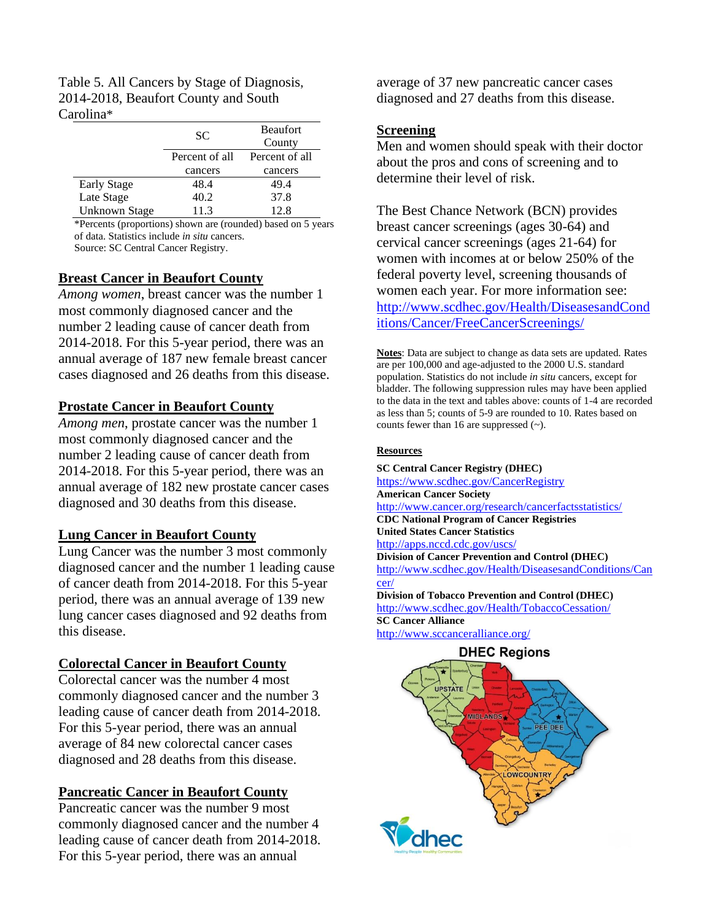Table 5. All Cancers by Stage of Diagnosis, 2014-2018, Beaufort County and South Carolina*

| | SC | Beaufort County |
|---|---|---|
| | Percent of all cancers | Percent of all cancers |
| Early Stage | 48.4 | 49.4 |
| Late Stage | 40.2 | 37.8 |
| Unknown Stage | 11.3 | 12.8 |

*Percents (proportions) shown are (rounded) based on 5 years of data. Statistics include *in situ* cancers.
Source: SC Central Cancer Registry.

## Breast Cancer in Beaufort County

*Among women*, breast cancer was the number 1 most commonly diagnosed cancer and the number 2 leading cause of cancer death from 2014-2018. For this 5-year period, there was an annual average of 187 new female breast cancer cases diagnosed and 26 deaths from this disease.

## Prostate Cancer in Beaufort County

*Among men*, prostate cancer was the number 1 most commonly diagnosed cancer and the number 2 leading cause of cancer death from 2014-2018. For this 5-year period, there was an annual average of 182 new prostate cancer cases diagnosed and 30 deaths from this disease.

## Lung Cancer in Beaufort County

Lung Cancer was the number 3 most commonly diagnosed cancer and the number 1 leading cause of cancer death from 2014-2018. For this 5-year period, there was an annual average of 139 new lung cancer cases diagnosed and 92 deaths from this disease.

## Colorectal Cancer in Beaufort County

Colorectal cancer was the number 4 most commonly diagnosed cancer and the number 3 leading cause of cancer death from 2014-2018. For this 5-year period, there was an annual average of 84 new colorectal cancer cases diagnosed and 28 deaths from this disease.

## Pancreatic Cancer in Beaufort County

Pancreatic cancer was the number 9 most commonly diagnosed cancer and the number 4 leading cause of cancer death from 2014-2018. For this 5-year period, there was an annual average of 37 new pancreatic cancer cases diagnosed and 27 deaths from this disease.

## Screening

Men and women should speak with their doctor about the pros and cons of screening and to determine their level of risk.

The Best Chance Network (BCN) provides breast cancer screenings (ages 30-64) and cervical cancer screenings (ages 21-64) for women with incomes at or below 250% of the federal poverty level, screening thousands of women each year. For more information see: http://www.scdhec.gov/Health/DiseasesandConditions/Cancer/FreeCancerScreenings/

**Notes**: Data are subject to change as data sets are updated. Rates are per 100,000 and age-adjusted to the 2000 U.S. standard population. Statistics do not include *in situ* cancers, except for bladder. The following suppression rules may have been applied to the data in the text and tables above: counts of 1-4 are recorded as less than 5; counts of 5-9 are rounded to 10. Rates based on counts fewer than 16 are suppressed (~).

**Resources**

**SC Central Cancer Registry (DHEC)**
https://www.scdhec.gov/CancerRegistry
**American Cancer Society**
http://www.cancer.org/research/cancerfactsstatistics/
**CDC National Program of Cancer Registries**
**United States Cancer Statistics**
http://apps.nccd.cdc.gov/uscs/
**Division of Cancer Prevention and Control (DHEC)**
http://www.scdhec.gov/Health/DiseasesandConditions/Cancer/
**Division of Tobacco Prevention and Control (DHEC)**
http://www.scdhec.gov/Health/TobaccoCessation/
**SC Cancer Alliance**
http://www.sccanceralliance.org/

DHEC Regions

UPSTATE

MIDLANDS

PEE DEE

LOWCOUNTRY

dhec
Healthy People. Healthy Communities.